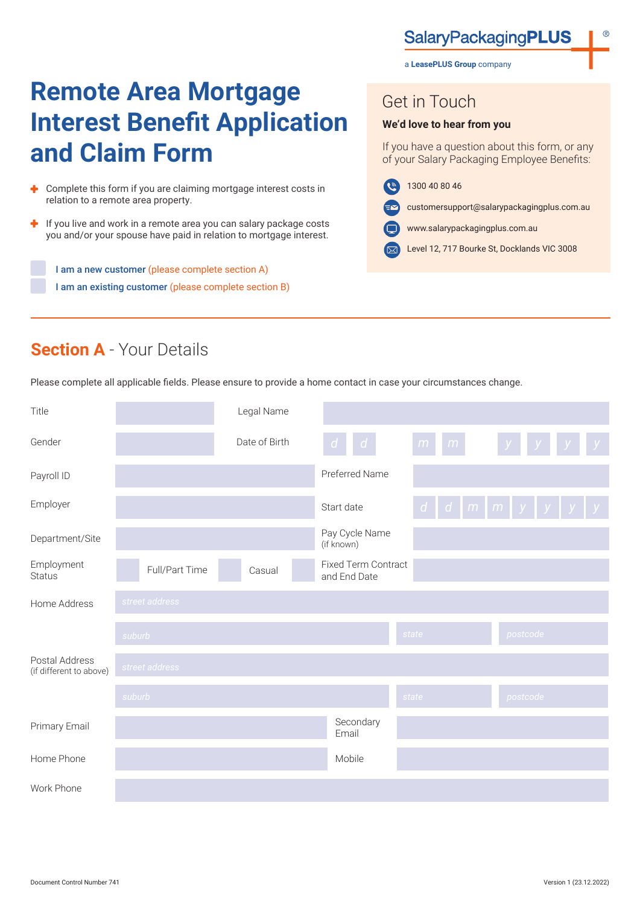SalaryPackagingPLUS®

a LeasePLUS Group company

# Remote Area Mortgage Interest Benefit Application and Claim Form

- Complete this form if you are claiming mortgage interest costs in relation to a remote area property.
- If you live and work in a remote area you can salary package costs you and/or your spouse have paid in relation to mortgage interest.

☐ I am a new customer (please complete section A)

☐ I am an existing customer (please complete section B)

## Get in Touch

**We'd love to hear from you**

If you have a question about this form, or any of your Salary Packaging Employee Benefits:

- 1300 40 80 46
- customersupport@salarypackagingplus.com.au
- www.salarypackagingplus.com.au
- Level 12, 717 Bourke St, Docklands VIC 3008

## Section A - Your Details

Please complete all applicable fields. Please ensure to provide a home contact in case your circumstances change.

| | | | |
|---|---|---|---|
| Title | | Legal Name | |
| Gender | | Date of Birth | d d / m m / y y y y |
| Payroll ID | | Preferred Name | |
| Employer | | Start date | d d / m m / y y y y |
| Department/Site | | Pay Cycle Name (if known) | |
| Employment Status | ☐ Full/Part Time ☐ Casual ☐ | Fixed Term Contract and End Date | |
| Home Address | street address | | |
| | suburb | state | postcode |
| Postal Address (if different to above) | street address | | |
| | suburb | state | postcode |
| Primary Email | | Secondary Email | |
| Home Phone | | Mobile | |
| Work Phone | | | |

Document Control Number 741

Version 1 (23.12.2022)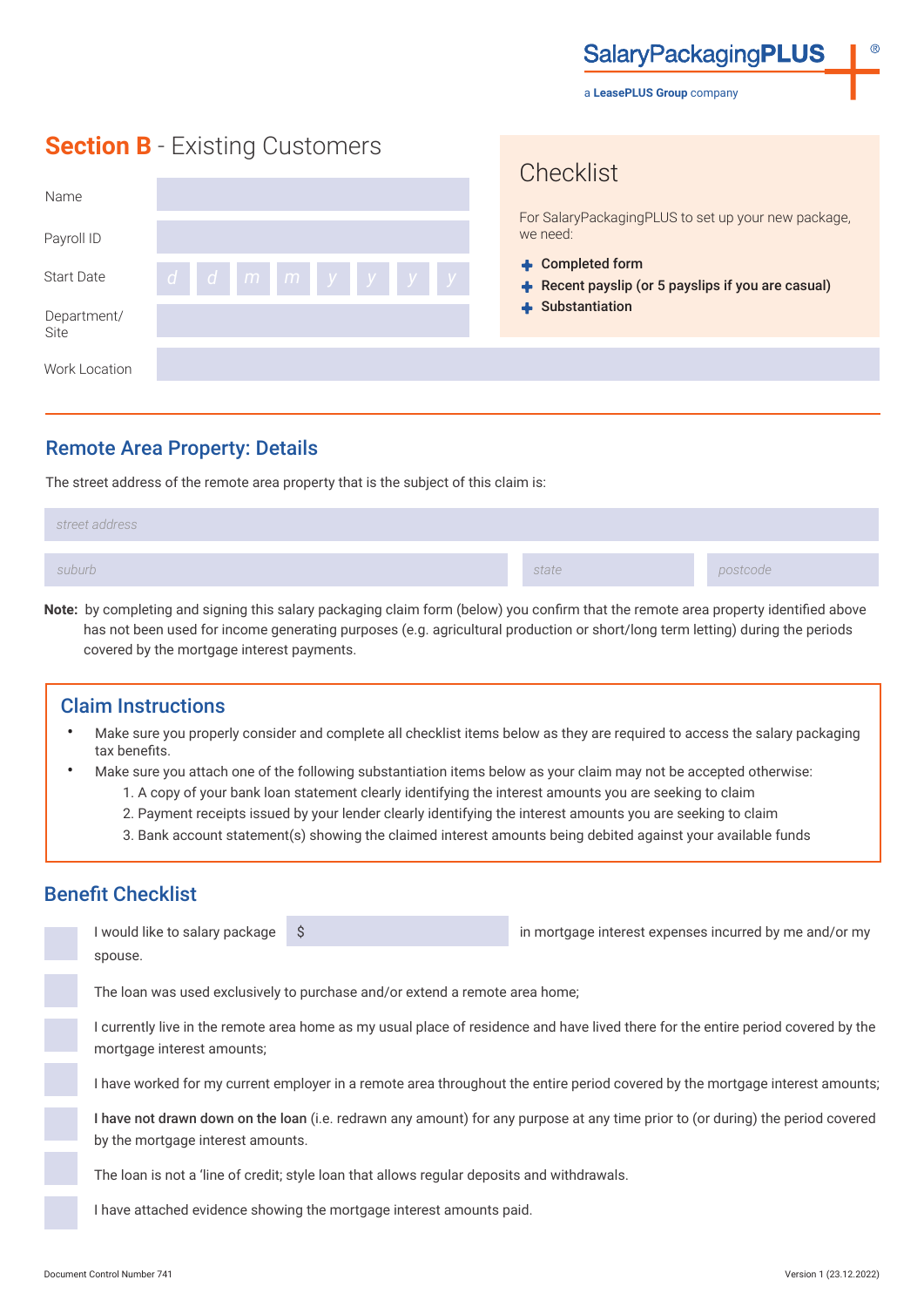SalaryPackagingPLUS

a LeasePLUS Group company

## Section B - Existing Customers

| | |
|---|---|
| Name | |
| Payroll ID | |
| Start Date | d d m m y y y y |
| Department/ Site | |
| Work Location | |

### Checklist

For SalaryPackagingPLUS to set up your new package, we need:

- **Completed form**
- **Recent payslip (or 5 payslips if you are casual)**
- **Substantiation**

## Remote Area Property: Details

The street address of the remote area property that is the subject of this claim is:

street address

suburb | state | postcode

**Note:** by completing and signing this salary packaging claim form (below) you confirm that the remote area property identified above has not been used for income generating purposes (e.g. agricultural production or short/long term letting) during the periods covered by the mortgage interest payments.

### Claim Instructions

- Make sure you properly consider and complete all checklist items below as they are required to access the salary packaging tax benefits.
- Make sure you attach one of the following substantiation items below as your claim may not be accepted otherwise:
  1. A copy of your bank loan statement clearly identifying the interest amounts you are seeking to claim
  2. Payment receipts issued by your lender clearly identifying the interest amounts you are seeking to claim
  3. Bank account statement(s) showing the claimed interest amounts being debited against your available funds

## Benefit Checklist

- [ ] I would like to salary package $ ____________ in mortgage interest expenses incurred by me and/or my spouse.
- [ ] The loan was used exclusively to purchase and/or extend a remote area home;
- [ ] I currently live in the remote area home as my usual place of residence and have lived there for the entire period covered by the mortgage interest amounts;
- [ ] I have worked for my current employer in a remote area throughout the entire period covered by the mortgage interest amounts;
- [ ] **I have not drawn down on the loan** (i.e. redrawn any amount) for any purpose at any time prior to (or during) the period covered by the mortgage interest amounts.
- [ ] The loan is not a 'line of credit; style loan that allows regular deposits and withdrawals.
- [ ] I have attached evidence showing the mortgage interest amounts paid.

Document Control Number 741

Version 1 (23.12.2022)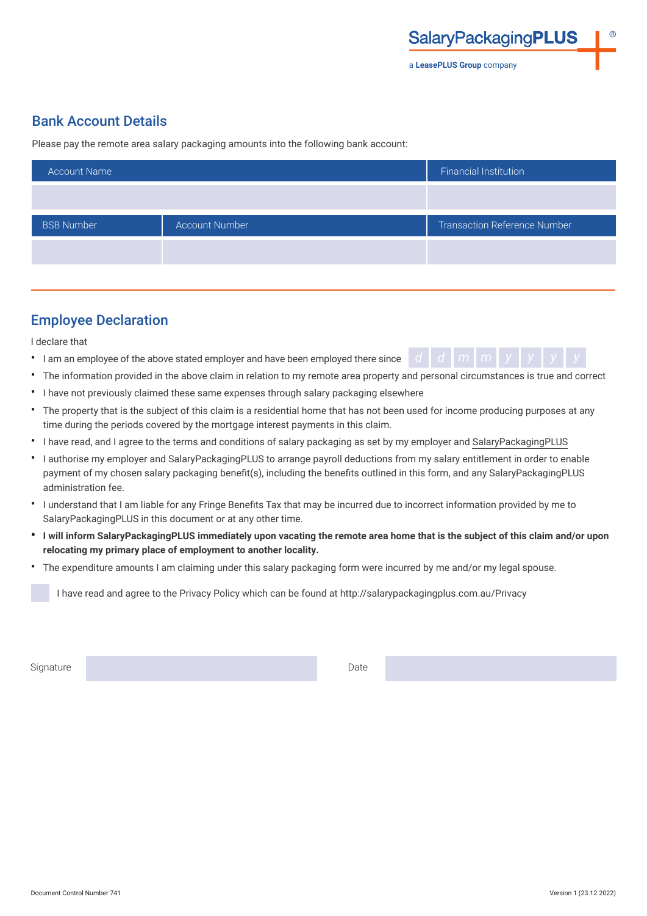SalaryPackagingPLUS

a LeasePLUS Group company

## Bank Account Details

Please pay the remote area salary packaging amounts into the following bank account:

| Account Name | | Financial Institution |
|---|---|---|
| | | |
| **BSB Number** | **Account Number** | **Transaction Reference Number** |
| | | |

## Employee Declaration

I declare that

- I am an employee of the above stated employer and have been employed there since d d m m y y y y
- The information provided in the above claim in relation to my remote area property and personal circumstances is true and correct
- I have not previously claimed these same expenses through salary packaging elsewhere
- The property that is the subject of this claim is a residential home that has not been used for income producing purposes at any time during the periods covered by the mortgage interest payments in this claim.
- I have read, and I agree to the terms and conditions of salary packaging as set by my employer and SalaryPackagingPLUS
- I authorise my employer and SalaryPackagingPLUS to arrange payroll deductions from my salary entitlement in order to enable payment of my chosen salary packaging benefit(s), including the benefits outlined in this form, and any SalaryPackagingPLUS administration fee.
- I understand that I am liable for any Fringe Benefits Tax that may be incurred due to incorrect information provided by me to SalaryPackagingPLUS in this document or at any other time.
- **I will inform SalaryPackagingPLUS immediately upon vacating the remote area home that is the subject of this claim and/or upon relocating my primary place of employment to another locality.**
- The expenditure amounts I am claiming under this salary packaging form were incurred by me and/or my legal spouse.

☐ I have read and agree to the Privacy Policy which can be found at http://salarypackagingplus.com.au/Privacy

Signature ____________________ Date ____________________

Document Control Number 741

Version 1 (23.12.2022)